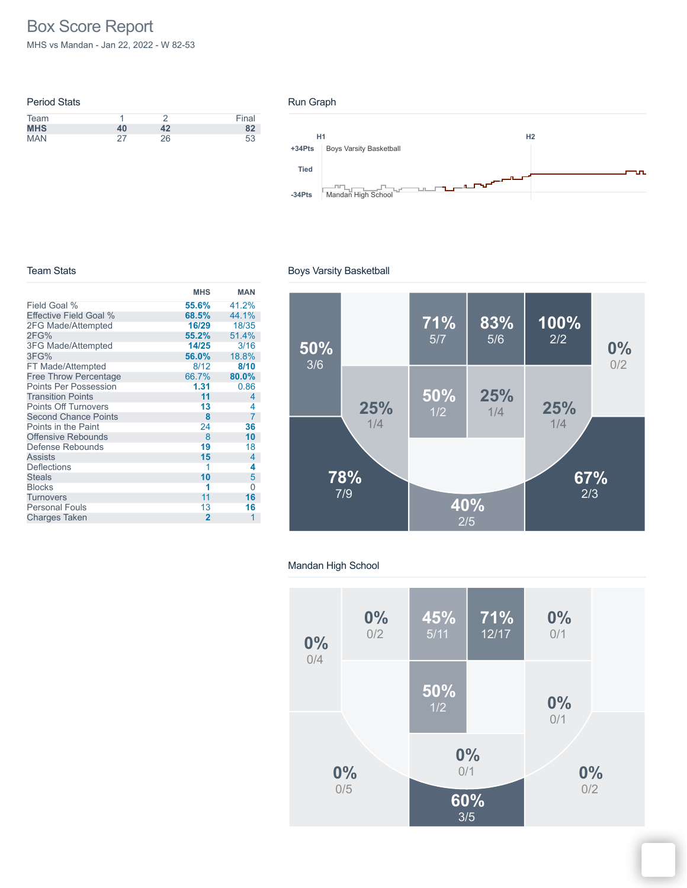# Box Score Report

MHS vs Mandan - Jan 22, 2022 - W 82-53

## Period Stats

| Team | 1 | 2 | Final |
|---|---|---|---|
| **MHS** | **40** | **42** | **82** |
| MAN | 27 | 26 | 53 |

## Run Graph

H1 H2

+34Pts Boys Varsity Basketball

Tied

-34Pts Mandan High School

## Team Stats

| | MHS | MAN |
|---|---|---|
| Field Goal % | **55.6%** | 41.2% |
| Effective Field Goal % | **68.5%** | 44.1% |
| 2FG Made/Attempted | **16/29** | 18/35 |
| 2FG% | **55.2%** | 51.4% |
| 3FG Made/Attempted | **14/25** | 3/16 |
| 3FG% | **56.0%** | 18.8% |
| FT Made/Attempted | 8/12 | **8/10** |
| Free Throw Percentage | 66.7% | **80.0%** |
| Points Per Possession | **1.31** | 0.86 |
| Transition Points | **11** | 4 |
| Points Off Turnovers | **13** | 4 |
| Second Chance Points | **8** | 7 |
| Points in the Paint | 24 | **36** |
| Offensive Rebounds | 8 | **10** |
| Defense Rebounds | **19** | 18 |
| Assists | **15** | 4 |
| Deflections | 1 | **4** |
| Steals | **10** | 5 |
| Blocks | **1** | 0 |
| Turnovers | 11 | **16** |
| Personal Fouls | 13 | **16** |
| Charges Taken | **2** | 1 |

## Boys Varsity Basketball

50% 3/6; 71% 5/7; 83% 5/6; 100% 2/2; 0% 0/2; 25% 1/4; 50% 1/2; 25% 1/4; 25% 1/4; 78% 7/9; 40% 2/5; 67% 2/3

## Mandan High School

0% 0/4; 0% 0/2; 45% 5/11; 71% 12/17; 0% 0/1; 50% 1/2; 0% 0/1; 0% 0/1; 0% 0/5; 60% 3/5; 0% 0/2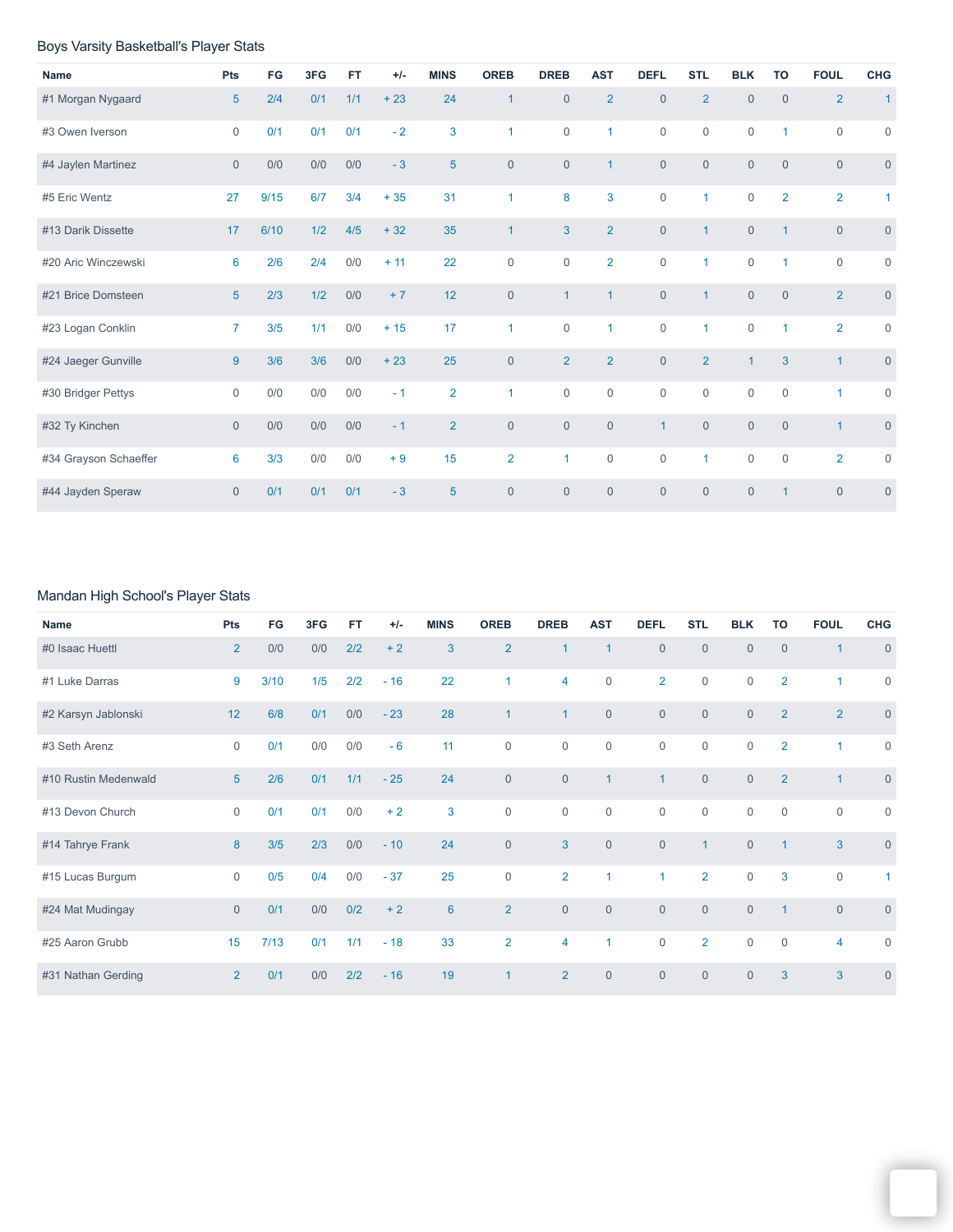Boys Varsity Basketball's Player Stats

| Name | Pts | FG | 3FG | FT | +/- | MINS | OREB | DREB | AST | DEFL | STL | BLK | TO | FOUL | CHG |
|---|---|---|---|---|---|---|---|---|---|---|---|---|---|---|---|
| #1 Morgan Nygaard | 5 | 2/4 | 0/1 | 1/1 | + 23 | 24 | 1 | 0 | 2 | 0 | 2 | 0 | 0 | 2 | 1 |
| #3 Owen Iverson | 0 | 0/1 | 0/1 | 0/1 | - 2 | 3 | 1 | 0 | 1 | 0 | 0 | 0 | 1 | 0 | 0 |
| #4 Jaylen Martinez | 0 | 0/0 | 0/0 | 0/0 | - 3 | 5 | 0 | 0 | 1 | 0 | 0 | 0 | 0 | 0 | 0 |
| #5 Eric Wentz | 27 | 9/15 | 6/7 | 3/4 | + 35 | 31 | 1 | 8 | 3 | 0 | 1 | 0 | 2 | 2 | 1 |
| #13 Darik Dissette | 17 | 6/10 | 1/2 | 4/5 | + 32 | 35 | 1 | 3 | 2 | 0 | 1 | 0 | 1 | 0 | 0 |
| #20 Aric Winczewski | 6 | 2/6 | 2/4 | 0/0 | + 11 | 22 | 0 | 0 | 2 | 0 | 1 | 0 | 1 | 0 | 0 |
| #21 Brice Domsteen | 5 | 2/3 | 1/2 | 0/0 | + 7 | 12 | 0 | 1 | 1 | 0 | 1 | 0 | 0 | 2 | 0 |
| #23 Logan Conklin | 7 | 3/5 | 1/1 | 0/0 | + 15 | 17 | 1 | 0 | 1 | 0 | 1 | 0 | 1 | 2 | 0 |
| #24 Jaeger Gunville | 9 | 3/6 | 3/6 | 0/0 | + 23 | 25 | 0 | 2 | 2 | 0 | 2 | 1 | 3 | 1 | 0 |
| #30 Bridger Pettys | 0 | 0/0 | 0/0 | 0/0 | - 1 | 2 | 1 | 0 | 0 | 0 | 0 | 0 | 0 | 1 | 0 |
| #32 Ty Kinchen | 0 | 0/0 | 0/0 | 0/0 | - 1 | 2 | 0 | 0 | 0 | 1 | 0 | 0 | 0 | 1 | 0 |
| #34 Grayson Schaeffer | 6 | 3/3 | 0/0 | 0/0 | + 9 | 15 | 2 | 1 | 0 | 0 | 1 | 0 | 0 | 2 | 0 |
| #44 Jayden Speraw | 0 | 0/1 | 0/1 | 0/1 | - 3 | 5 | 0 | 0 | 0 | 0 | 0 | 0 | 1 | 0 | 0 |

Mandan High School's Player Stats

| Name | Pts | FG | 3FG | FT | +/- | MINS | OREB | DREB | AST | DEFL | STL | BLK | TO | FOUL | CHG |
|---|---|---|---|---|---|---|---|---|---|---|---|---|---|---|---|
| #0 Isaac Huettl | 2 | 0/0 | 0/0 | 2/2 | + 2 | 3 | 2 | 1 | 1 | 0 | 0 | 0 | 0 | 1 | 0 |
| #1 Luke Darras | 9 | 3/10 | 1/5 | 2/2 | - 16 | 22 | 1 | 4 | 0 | 2 | 0 | 0 | 2 | 1 | 0 |
| #2 Karsyn Jablonski | 12 | 6/8 | 0/1 | 0/0 | - 23 | 28 | 1 | 1 | 0 | 0 | 0 | 0 | 2 | 2 | 0 |
| #3 Seth Arenz | 0 | 0/1 | 0/0 | 0/0 | - 6 | 11 | 0 | 0 | 0 | 0 | 0 | 0 | 2 | 1 | 0 |
| #10 Rustin Medenwald | 5 | 2/6 | 0/1 | 1/1 | - 25 | 24 | 0 | 0 | 1 | 1 | 0 | 0 | 2 | 1 | 0 |
| #13 Devon Church | 0 | 0/1 | 0/1 | 0/0 | + 2 | 3 | 0 | 0 | 0 | 0 | 0 | 0 | 0 | 0 | 0 |
| #14 Tahrye Frank | 8 | 3/5 | 2/3 | 0/0 | - 10 | 24 | 0 | 3 | 0 | 0 | 1 | 0 | 1 | 3 | 0 |
| #15 Lucas Burgum | 0 | 0/5 | 0/4 | 0/0 | - 37 | 25 | 0 | 2 | 1 | 1 | 2 | 0 | 3 | 0 | 1 |
| #24 Mat Mudingay | 0 | 0/1 | 0/0 | 0/2 | + 2 | 6 | 2 | 0 | 0 | 0 | 0 | 0 | 1 | 0 | 0 |
| #25 Aaron Grubb | 15 | 7/13 | 0/1 | 1/1 | - 18 | 33 | 2 | 4 | 1 | 0 | 2 | 0 | 0 | 4 | 0 |
| #31 Nathan Gerding | 2 | 0/1 | 0/0 | 2/2 | - 16 | 19 | 1 | 2 | 0 | 0 | 0 | 0 | 3 | 3 | 0 |